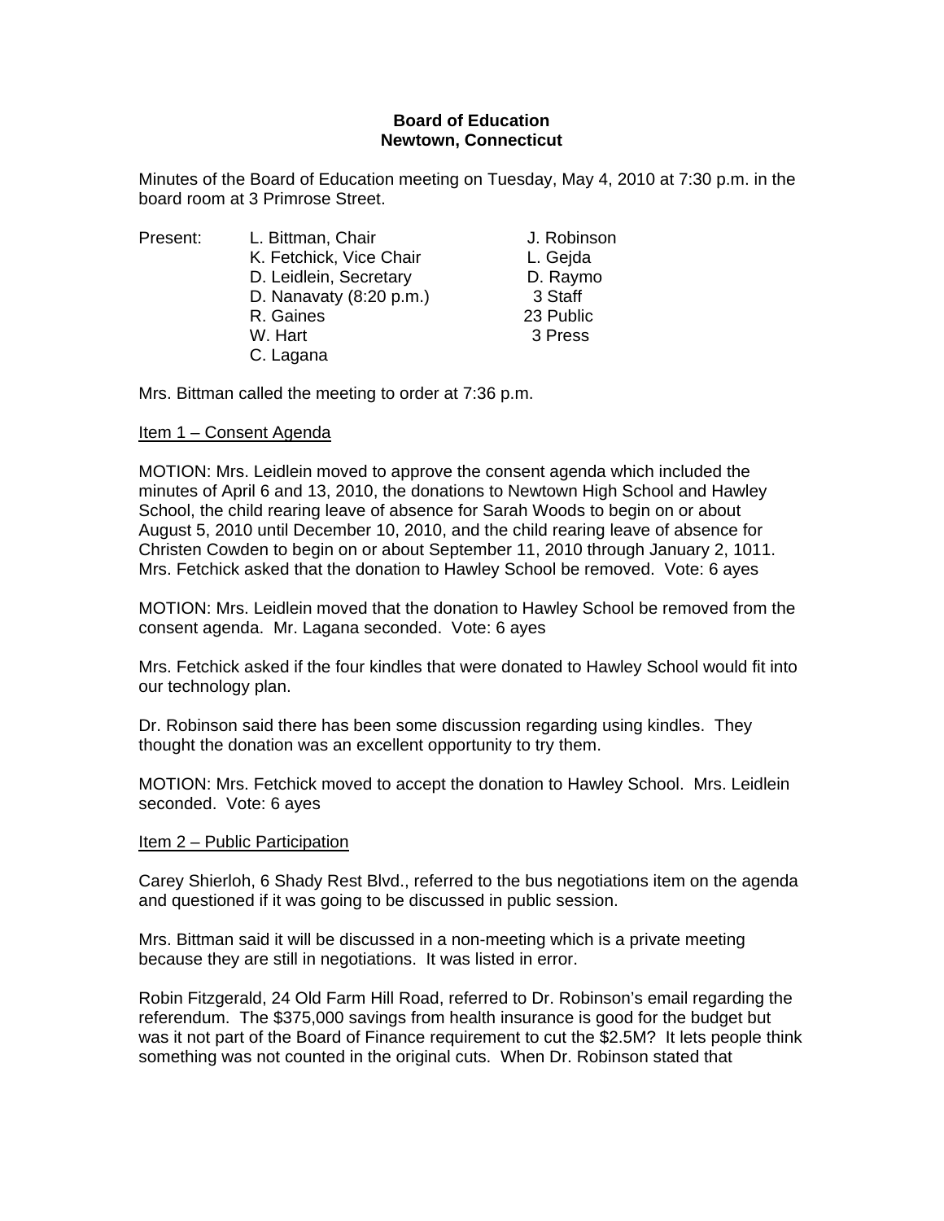**Board of Education**
**Newtown, Connecticut**

Minutes of the Board of Education meeting on Tuesday, May 4, 2010 at 7:30 p.m. in the board room at 3 Primrose Street.

| Present: | | |
|---|---|---|
| | L. Bittman, Chair | J. Robinson |
| | K. Fetchick, Vice Chair | L. Gejda |
| | D. Leidlein, Secretary | D. Raymo |
| | D. Nanavaty (8:20 p.m.) | 3 Staff |
| | R. Gaines | 23 Public |
| | W. Hart | 3 Press |
| | C. Lagana | |

Mrs. Bittman called the meeting to order at 7:36 p.m.

Item 1 – Consent Agenda

MOTION: Mrs. Leidlein moved to approve the consent agenda which included the minutes of April 6 and 13, 2010, the donations to Newtown High School and Hawley School, the child rearing leave of absence for Sarah Woods to begin on or about August 5, 2010 until December 10, 2010, and the child rearing leave of absence for Christen Cowden to begin on or about September 11, 2010 through January 2, 1011. Mrs. Fetchick asked that the donation to Hawley School be removed. Vote: 6 ayes

MOTION: Mrs. Leidlein moved that the donation to Hawley School be removed from the consent agenda. Mr. Lagana seconded. Vote: 6 ayes

Mrs. Fetchick asked if the four kindles that were donated to Hawley School would fit into our technology plan.

Dr. Robinson said there has been some discussion regarding using kindles. They thought the donation was an excellent opportunity to try them.

MOTION: Mrs. Fetchick moved to accept the donation to Hawley School. Mrs. Leidlein seconded. Vote: 6 ayes

Item 2 – Public Participation

Carey Shierloh, 6 Shady Rest Blvd., referred to the bus negotiations item on the agenda and questioned if it was going to be discussed in public session.

Mrs. Bittman said it will be discussed in a non-meeting which is a private meeting because they are still in negotiations. It was listed in error.

Robin Fitzgerald, 24 Old Farm Hill Road, referred to Dr. Robinson's email regarding the referendum. The $375,000 savings from health insurance is good for the budget but was it not part of the Board of Finance requirement to cut the $2.5M? It lets people think something was not counted in the original cuts. When Dr. Robinson stated that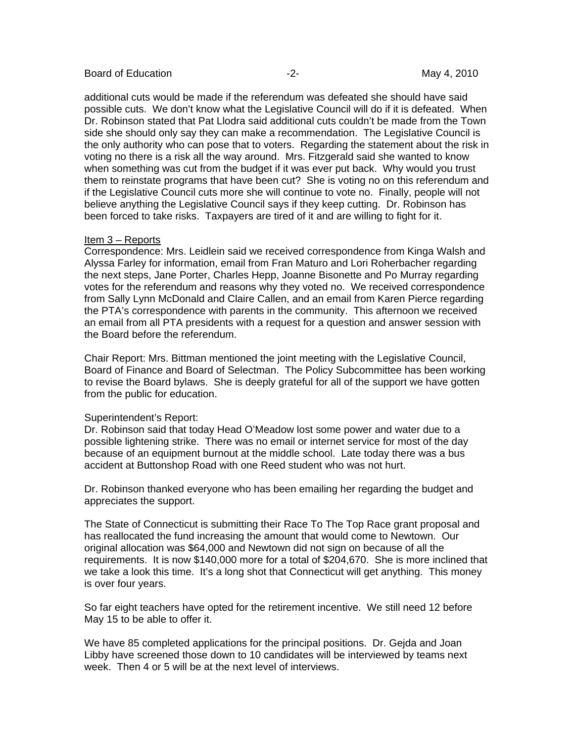additional cuts would be made if the referendum was defeated she should have said possible cuts. We don't know what the Legislative Council will do if it is defeated. When Dr. Robinson stated that Pat Llodra said additional cuts couldn't be made from the Town side she should only say they can make a recommendation. The Legislative Council is the only authority who can pose that to voters. Regarding the statement about the risk in voting no there is a risk all the way around. Mrs. Fitzgerald said she wanted to know when something was cut from the budget if it was ever put back. Why would you trust them to reinstate programs that have been cut? She is voting no on this referendum and if the Legislative Council cuts more she will continue to vote no. Finally, people will not believe anything the Legislative Council says if they keep cutting. Dr. Robinson has been forced to take risks. Taxpayers are tired of it and are willing to fight for it.

Item 3 – Reports

Correspondence: Mrs. Leidlein said we received correspondence from Kinga Walsh and Alyssa Farley for information, email from Fran Maturo and Lori Roherbacher regarding the next steps, Jane Porter, Charles Hepp, Joanne Bisonette and Po Murray regarding votes for the referendum and reasons why they voted no. We received correspondence from Sally Lynn McDonald and Claire Callen, and an email from Karen Pierce regarding the PTA's correspondence with parents in the community. This afternoon we received an email from all PTA presidents with a request for a question and answer session with the Board before the referendum.

Chair Report: Mrs. Bittman mentioned the joint meeting with the Legislative Council, Board of Finance and Board of Selectman. The Policy Subcommittee has been working to revise the Board bylaws. She is deeply grateful for all of the support we have gotten from the public for education.

Superintendent's Report:

Dr. Robinson said that today Head O'Meadow lost some power and water due to a possible lightening strike. There was no email or internet service for most of the day because of an equipment burnout at the middle school. Late today there was a bus accident at Buttonshop Road with one Reed student who was not hurt.

Dr. Robinson thanked everyone who has been emailing her regarding the budget and appreciates the support.

The State of Connecticut is submitting their Race To The Top Race grant proposal and has reallocated the fund increasing the amount that would come to Newtown. Our original allocation was $64,000 and Newtown did not sign on because of all the requirements. It is now $140,000 more for a total of $204,670. She is more inclined that we take a look this time. It's a long shot that Connecticut will get anything. This money is over four years.

So far eight teachers have opted for the retirement incentive. We still need 12 before May 15 to be able to offer it.

We have 85 completed applications for the principal positions. Dr. Gejda and Joan Libby have screened those down to 10 candidates will be interviewed by teams next week. Then 4 or 5 will be at the next level of interviews.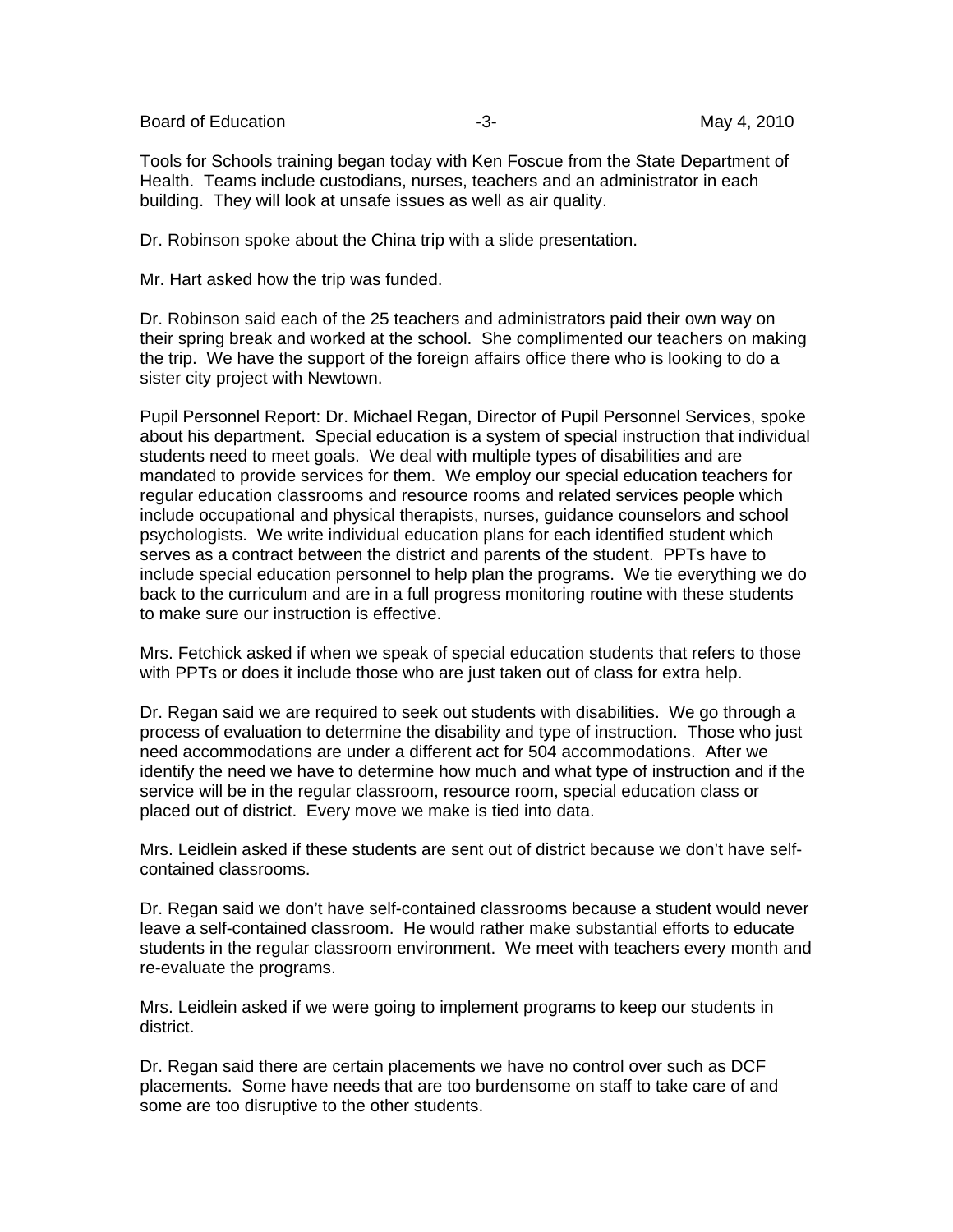Tools for Schools training began today with Ken Foscue from the State Department of Health. Teams include custodians, nurses, teachers and an administrator in each building. They will look at unsafe issues as well as air quality.

Dr. Robinson spoke about the China trip with a slide presentation.

Mr. Hart asked how the trip was funded.

Dr. Robinson said each of the 25 teachers and administrators paid their own way on their spring break and worked at the school. She complimented our teachers on making the trip. We have the support of the foreign affairs office there who is looking to do a sister city project with Newtown.

Pupil Personnel Report: Dr. Michael Regan, Director of Pupil Personnel Services, spoke about his department. Special education is a system of special instruction that individual students need to meet goals. We deal with multiple types of disabilities and are mandated to provide services for them. We employ our special education teachers for regular education classrooms and resource rooms and related services people which include occupational and physical therapists, nurses, guidance counselors and school psychologists. We write individual education plans for each identified student which serves as a contract between the district and parents of the student. PPTs have to include special education personnel to help plan the programs. We tie everything we do back to the curriculum and are in a full progress monitoring routine with these students to make sure our instruction is effective.

Mrs. Fetchick asked if when we speak of special education students that refers to those with PPTs or does it include those who are just taken out of class for extra help.

Dr. Regan said we are required to seek out students with disabilities. We go through a process of evaluation to determine the disability and type of instruction. Those who just need accommodations are under a different act for 504 accommodations. After we identify the need we have to determine how much and what type of instruction and if the service will be in the regular classroom, resource room, special education class or placed out of district. Every move we make is tied into data.

Mrs. Leidlein asked if these students are sent out of district because we don't have self-contained classrooms.

Dr. Regan said we don't have self-contained classrooms because a student would never leave a self-contained classroom. He would rather make substantial efforts to educate students in the regular classroom environment. We meet with teachers every month and re-evaluate the programs.

Mrs. Leidlein asked if we were going to implement programs to keep our students in district.

Dr. Regan said there are certain placements we have no control over such as DCF placements. Some have needs that are too burdensome on staff to take care of and some are too disruptive to the other students.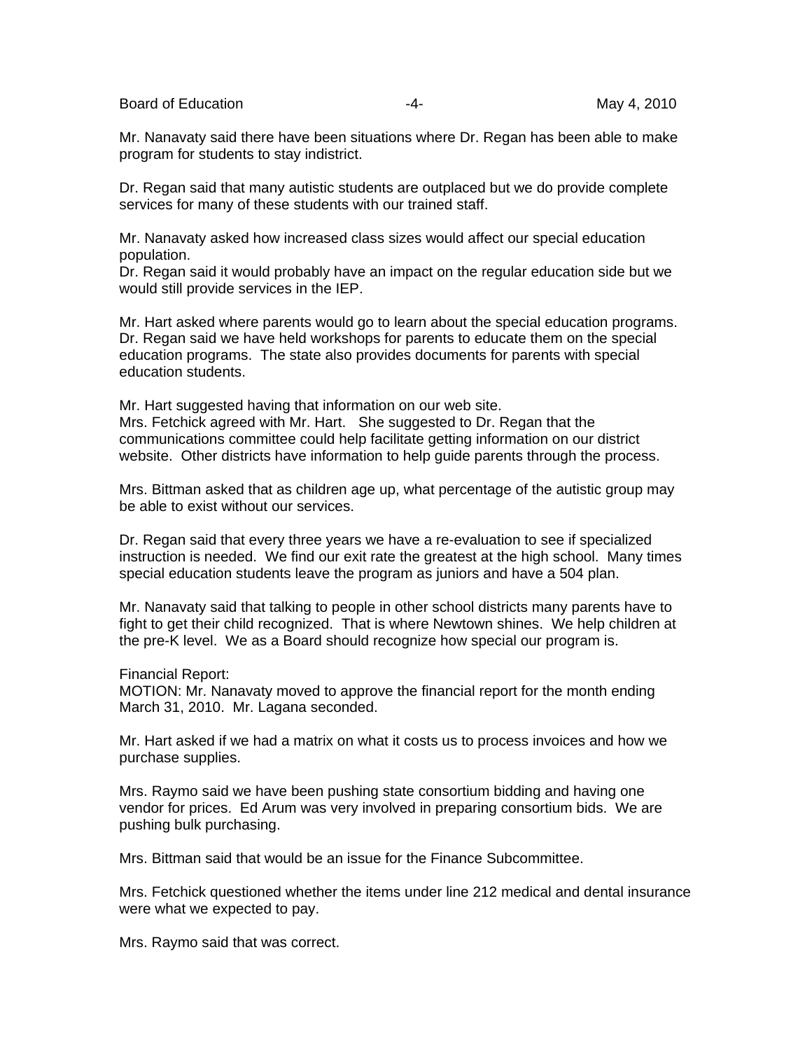Mr. Nanavaty said there have been situations where Dr. Regan has been able to make program for students to stay indistrict.

Dr. Regan said that many autistic students are outplaced but we do provide complete services for many of these students with our trained staff.

Mr. Nanavaty asked how increased class sizes would affect our special education population.
Dr. Regan said it would probably have an impact on the regular education side but we would still provide services in the IEP.

Mr. Hart asked where parents would go to learn about the special education programs. Dr. Regan said we have held workshops for parents to educate them on the special education programs. The state also provides documents for parents with special education students.

Mr. Hart suggested having that information on our web site.
Mrs. Fetchick agreed with Mr. Hart. She suggested to Dr. Regan that the communications committee could help facilitate getting information on our district website. Other districts have information to help guide parents through the process.

Mrs. Bittman asked that as children age up, what percentage of the autistic group may be able to exist without our services.

Dr. Regan said that every three years we have a re-evaluation to see if specialized instruction is needed. We find our exit rate the greatest at the high school. Many times special education students leave the program as juniors and have a 504 plan.

Mr. Nanavaty said that talking to people in other school districts many parents have to fight to get their child recognized. That is where Newtown shines. We help children at the pre-K level. We as a Board should recognize how special our program is.

Financial Report:
MOTION: Mr. Nanavaty moved to approve the financial report for the month ending March 31, 2010. Mr. Lagana seconded.

Mr. Hart asked if we had a matrix on what it costs us to process invoices and how we purchase supplies.

Mrs. Raymo said we have been pushing state consortium bidding and having one vendor for prices. Ed Arum was very involved in preparing consortium bids. We are pushing bulk purchasing.

Mrs. Bittman said that would be an issue for the Finance Subcommittee.

Mrs. Fetchick questioned whether the items under line 212 medical and dental insurance were what we expected to pay.

Mrs. Raymo said that was correct.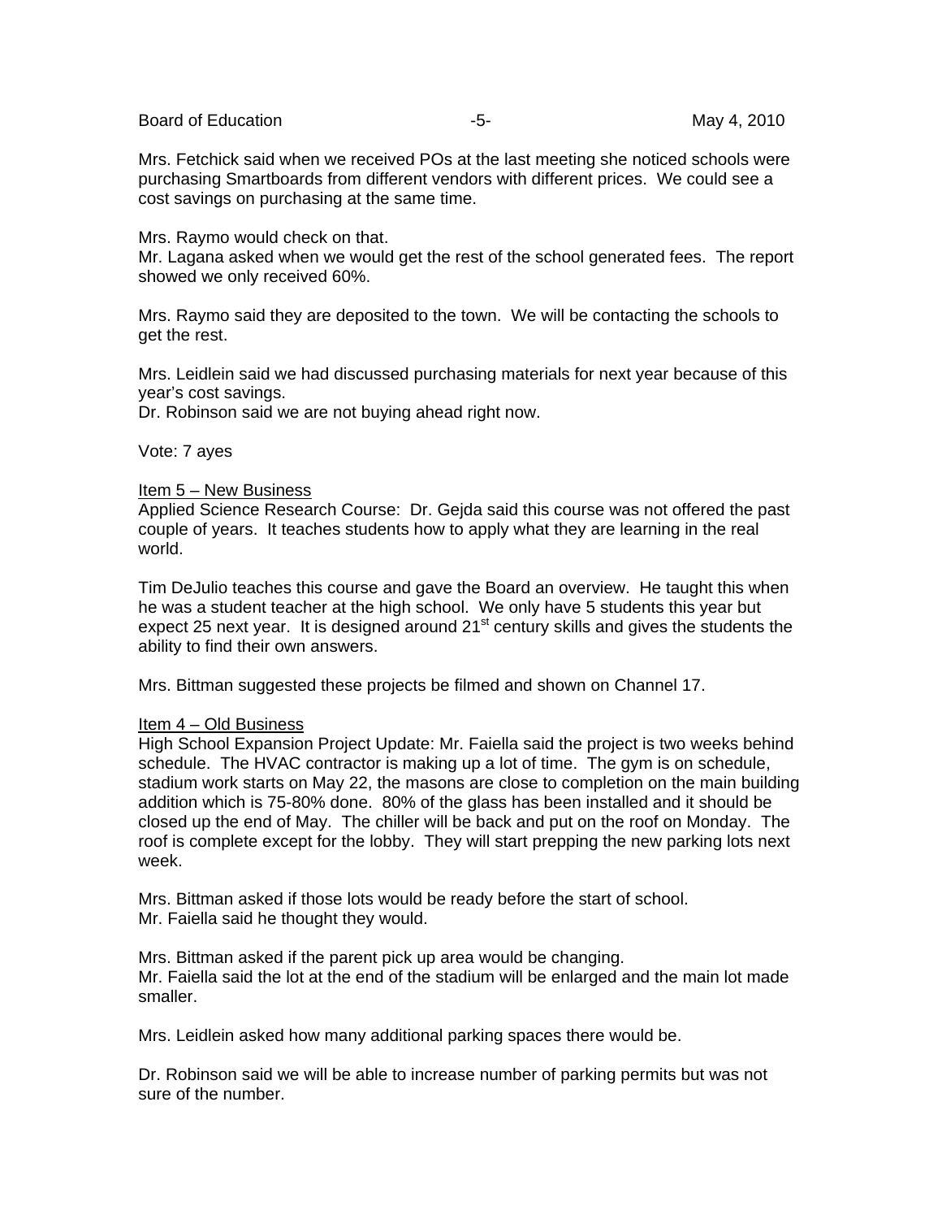Mrs. Fetchick said when we received POs at the last meeting she noticed schools were purchasing Smartboards from different vendors with different prices. We could see a cost savings on purchasing at the same time.

Mrs. Raymo would check on that.
Mr. Lagana asked when we would get the rest of the school generated fees. The report showed we only received 60%.

Mrs. Raymo said they are deposited to the town. We will be contacting the schools to get the rest.

Mrs. Leidlein said we had discussed purchasing materials for next year because of this year's cost savings.
Dr. Robinson said we are not buying ahead right now.

Vote: 7 ayes

<u>Item 5 – New Business</u>
Applied Science Research Course: Dr. Gejda said this course was not offered the past couple of years. It teaches students how to apply what they are learning in the real world.

Tim DeJulio teaches this course and gave the Board an overview. He taught this when he was a student teacher at the high school. We only have 5 students this year but expect 25 next year. It is designed around 21st century skills and gives the students the ability to find their own answers.

Mrs. Bittman suggested these projects be filmed and shown on Channel 17.

<u>Item 4 – Old Business</u>
High School Expansion Project Update: Mr. Faiella said the project is two weeks behind schedule. The HVAC contractor is making up a lot of time. The gym is on schedule, stadium work starts on May 22, the masons are close to completion on the main building addition which is 75-80% done. 80% of the glass has been installed and it should be closed up the end of May. The chiller will be back and put on the roof on Monday. The roof is complete except for the lobby. They will start prepping the new parking lots next week.

Mrs. Bittman asked if those lots would be ready before the start of school.
Mr. Faiella said he thought they would.

Mrs. Bittman asked if the parent pick up area would be changing.
Mr. Faiella said the lot at the end of the stadium will be enlarged and the main lot made smaller.

Mrs. Leidlein asked how many additional parking spaces there would be.

Dr. Robinson said we will be able to increase number of parking permits but was not sure of the number.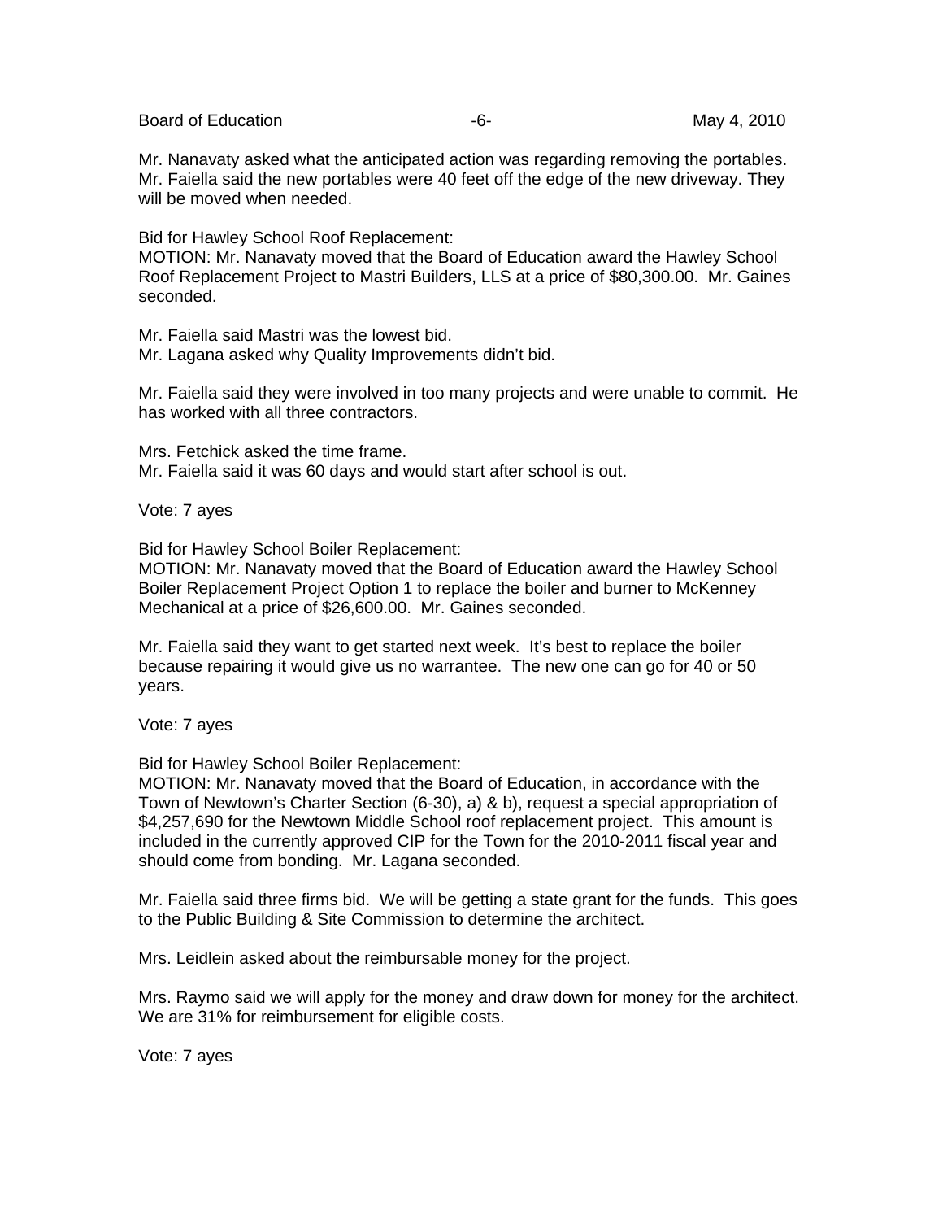Mr. Nanavaty asked what the anticipated action was regarding removing the portables. Mr. Faiella said the new portables were 40 feet off the edge of the new driveway. They will be moved when needed.

Bid for Hawley School Roof Replacement:
MOTION: Mr. Nanavaty moved that the Board of Education award the Hawley School Roof Replacement Project to Mastri Builders, LLS at a price of $80,300.00. Mr. Gaines seconded.

Mr. Faiella said Mastri was the lowest bid.
Mr. Lagana asked why Quality Improvements didn't bid.

Mr. Faiella said they were involved in too many projects and were unable to commit. He has worked with all three contractors.

Mrs. Fetchick asked the time frame.
Mr. Faiella said it was 60 days and would start after school is out.

Vote: 7 ayes

Bid for Hawley School Boiler Replacement:
MOTION: Mr. Nanavaty moved that the Board of Education award the Hawley School Boiler Replacement Project Option 1 to replace the boiler and burner to McKenney Mechanical at a price of $26,600.00. Mr. Gaines seconded.

Mr. Faiella said they want to get started next week. It's best to replace the boiler because repairing it would give us no warrantee. The new one can go for 40 or 50 years.

Vote: 7 ayes

Bid for Hawley School Boiler Replacement:
MOTION: Mr. Nanavaty moved that the Board of Education, in accordance with the Town of Newtown's Charter Section (6-30), a) & b), request a special appropriation of $4,257,690 for the Newtown Middle School roof replacement project. This amount is included in the currently approved CIP for the Town for the 2010-2011 fiscal year and should come from bonding. Mr. Lagana seconded.

Mr. Faiella said three firms bid. We will be getting a state grant for the funds. This goes to the Public Building & Site Commission to determine the architect.

Mrs. Leidlein asked about the reimbursable money for the project.

Mrs. Raymo said we will apply for the money and draw down for money for the architect. We are 31% for reimbursement for eligible costs.

Vote: 7 ayes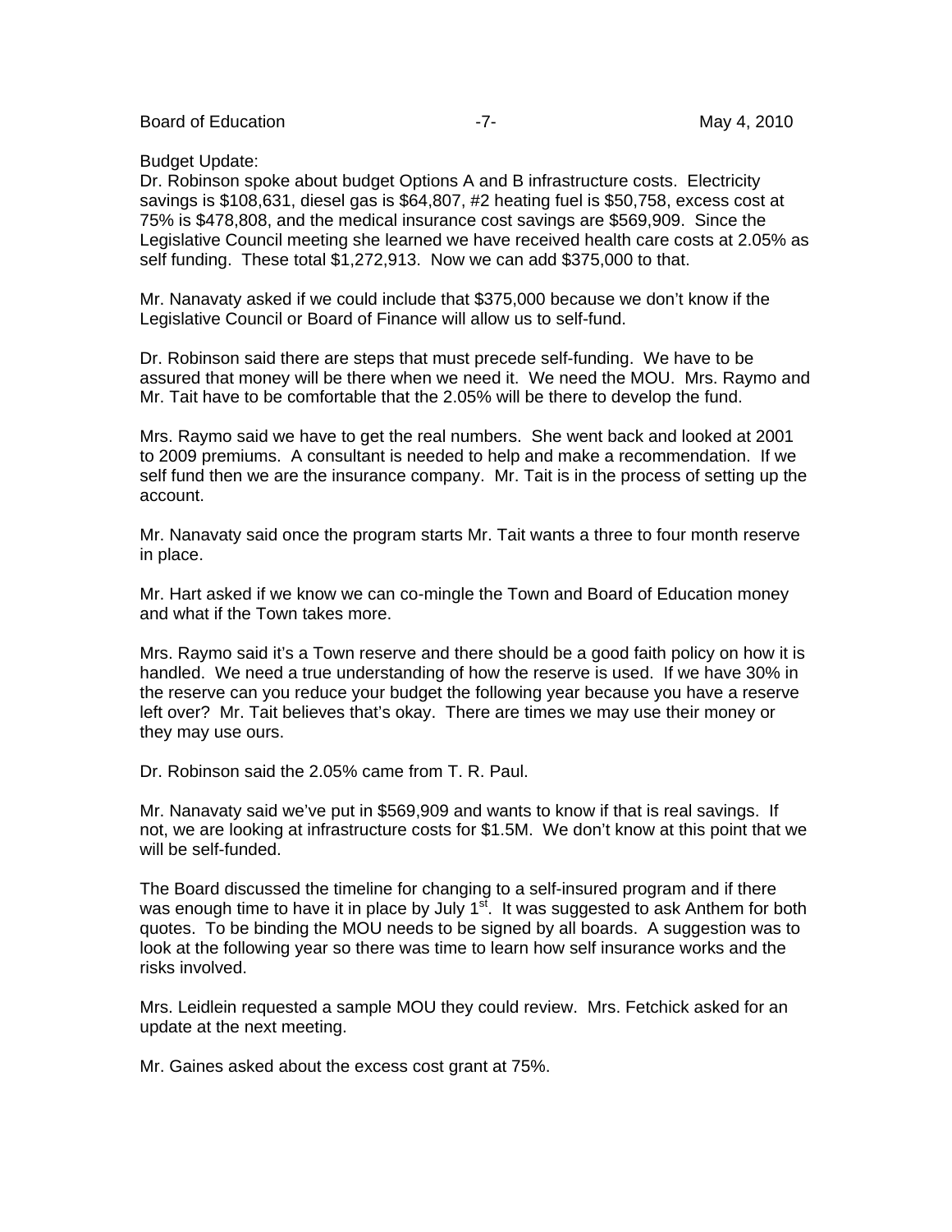Budget Update:
Dr. Robinson spoke about budget Options A and B infrastructure costs. Electricity savings is $108,631, diesel gas is $64,807, #2 heating fuel is $50,758, excess cost at 75% is $478,808, and the medical insurance cost savings are $569,909. Since the Legislative Council meeting she learned we have received health care costs at 2.05% as self funding. These total $1,272,913. Now we can add $375,000 to that.

Mr. Nanavaty asked if we could include that $375,000 because we don't know if the Legislative Council or Board of Finance will allow us to self-fund.

Dr. Robinson said there are steps that must precede self-funding. We have to be assured that money will be there when we need it. We need the MOU. Mrs. Raymo and Mr. Tait have to be comfortable that the 2.05% will be there to develop the fund.

Mrs. Raymo said we have to get the real numbers. She went back and looked at 2001 to 2009 premiums. A consultant is needed to help and make a recommendation. If we self fund then we are the insurance company. Mr. Tait is in the process of setting up the account.

Mr. Nanavaty said once the program starts Mr. Tait wants a three to four month reserve in place.

Mr. Hart asked if we know we can co-mingle the Town and Board of Education money and what if the Town takes more.

Mrs. Raymo said it's a Town reserve and there should be a good faith policy on how it is handled. We need a true understanding of how the reserve is used. If we have 30% in the reserve can you reduce your budget the following year because you have a reserve left over? Mr. Tait believes that's okay. There are times we may use their money or they may use ours.

Dr. Robinson said the 2.05% came from T. R. Paul.

Mr. Nanavaty said we've put in $569,909 and wants to know if that is real savings. If not, we are looking at infrastructure costs for $1.5M. We don't know at this point that we will be self-funded.

The Board discussed the timeline for changing to a self-insured program and if there was enough time to have it in place by July 1st. It was suggested to ask Anthem for both quotes. To be binding the MOU needs to be signed by all boards. A suggestion was to look at the following year so there was time to learn how self insurance works and the risks involved.

Mrs. Leidlein requested a sample MOU they could review. Mrs. Fetchick asked for an update at the next meeting.

Mr. Gaines asked about the excess cost grant at 75%.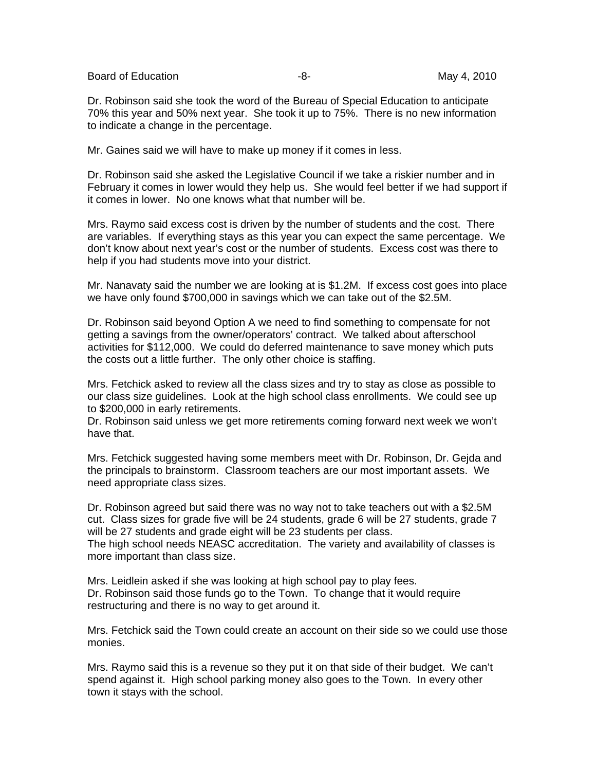Dr. Robinson said she took the word of the Bureau of Special Education to anticipate 70% this year and 50% next year. She took it up to 75%. There is no new information to indicate a change in the percentage.

Mr. Gaines said we will have to make up money if it comes in less.

Dr. Robinson said she asked the Legislative Council if we take a riskier number and in February it comes in lower would they help us. She would feel better if we had support if it comes in lower. No one knows what that number will be.

Mrs. Raymo said excess cost is driven by the number of students and the cost. There are variables. If everything stays as this year you can expect the same percentage. We don't know about next year's cost or the number of students. Excess cost was there to help if you had students move into your district.

Mr. Nanavaty said the number we are looking at is $1.2M. If excess cost goes into place we have only found $700,000 in savings which we can take out of the $2.5M.

Dr. Robinson said beyond Option A we need to find something to compensate for not getting a savings from the owner/operators' contract. We talked about afterschool activities for $112,000. We could do deferred maintenance to save money which puts the costs out a little further. The only other choice is staffing.

Mrs. Fetchick asked to review all the class sizes and try to stay as close as possible to our class size guidelines. Look at the high school class enrollments. We could see up to $200,000 in early retirements.
Dr. Robinson said unless we get more retirements coming forward next week we won't have that.

Mrs. Fetchick suggested having some members meet with Dr. Robinson, Dr. Gejda and the principals to brainstorm. Classroom teachers are our most important assets. We need appropriate class sizes.

Dr. Robinson agreed but said there was no way not to take teachers out with a $2.5M cut. Class sizes for grade five will be 24 students, grade 6 will be 27 students, grade 7 will be 27 students and grade eight will be 23 students per class.
The high school needs NEASC accreditation. The variety and availability of classes is more important than class size.

Mrs. Leidlein asked if she was looking at high school pay to play fees.
Dr. Robinson said those funds go to the Town. To change that it would require restructuring and there is no way to get around it.

Mrs. Fetchick said the Town could create an account on their side so we could use those monies.

Mrs. Raymo said this is a revenue so they put it on that side of their budget. We can't spend against it. High school parking money also goes to the Town. In every other town it stays with the school.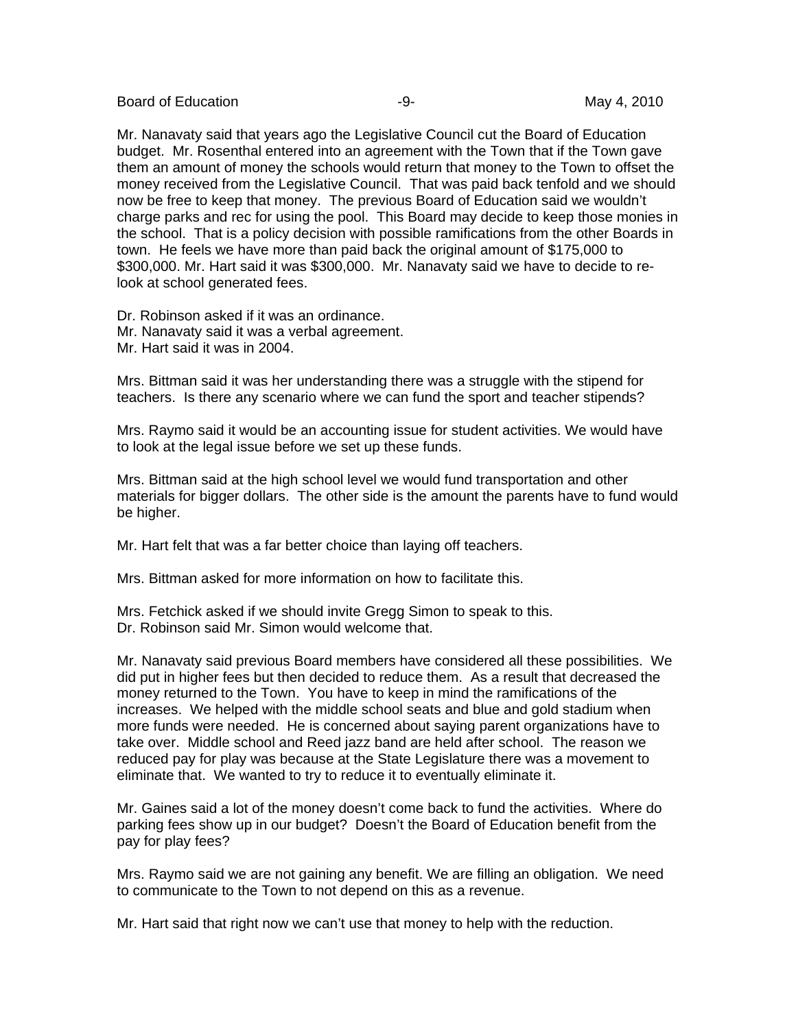Mr. Nanavaty said that years ago the Legislative Council cut the Board of Education budget. Mr. Rosenthal entered into an agreement with the Town that if the Town gave them an amount of money the schools would return that money to the Town to offset the money received from the Legislative Council. That was paid back tenfold and we should now be free to keep that money. The previous Board of Education said we wouldn't charge parks and rec for using the pool. This Board may decide to keep those monies in the school. That is a policy decision with possible ramifications from the other Boards in town. He feels we have more than paid back the original amount of $175,000 to $300,000. Mr. Hart said it was $300,000. Mr. Nanavaty said we have to decide to re-look at school generated fees.

Dr. Robinson asked if it was an ordinance.
Mr. Nanavaty said it was a verbal agreement.
Mr. Hart said it was in 2004.

Mrs. Bittman said it was her understanding there was a struggle with the stipend for teachers. Is there any scenario where we can fund the sport and teacher stipends?

Mrs. Raymo said it would be an accounting issue for student activities. We would have to look at the legal issue before we set up these funds.

Mrs. Bittman said at the high school level we would fund transportation and other materials for bigger dollars. The other side is the amount the parents have to fund would be higher.

Mr. Hart felt that was a far better choice than laying off teachers.

Mrs. Bittman asked for more information on how to facilitate this.

Mrs. Fetchick asked if we should invite Gregg Simon to speak to this.
Dr. Robinson said Mr. Simon would welcome that.

Mr. Nanavaty said previous Board members have considered all these possibilities. We did put in higher fees but then decided to reduce them. As a result that decreased the money returned to the Town. You have to keep in mind the ramifications of the increases. We helped with the middle school seats and blue and gold stadium when more funds were needed. He is concerned about saying parent organizations have to take over. Middle school and Reed jazz band are held after school. The reason we reduced pay for play was because at the State Legislature there was a movement to eliminate that. We wanted to try to reduce it to eventually eliminate it.

Mr. Gaines said a lot of the money doesn't come back to fund the activities. Where do parking fees show up in our budget? Doesn't the Board of Education benefit from the pay for play fees?

Mrs. Raymo said we are not gaining any benefit. We are filling an obligation. We need to communicate to the Town to not depend on this as a revenue.

Mr. Hart said that right now we can't use that money to help with the reduction.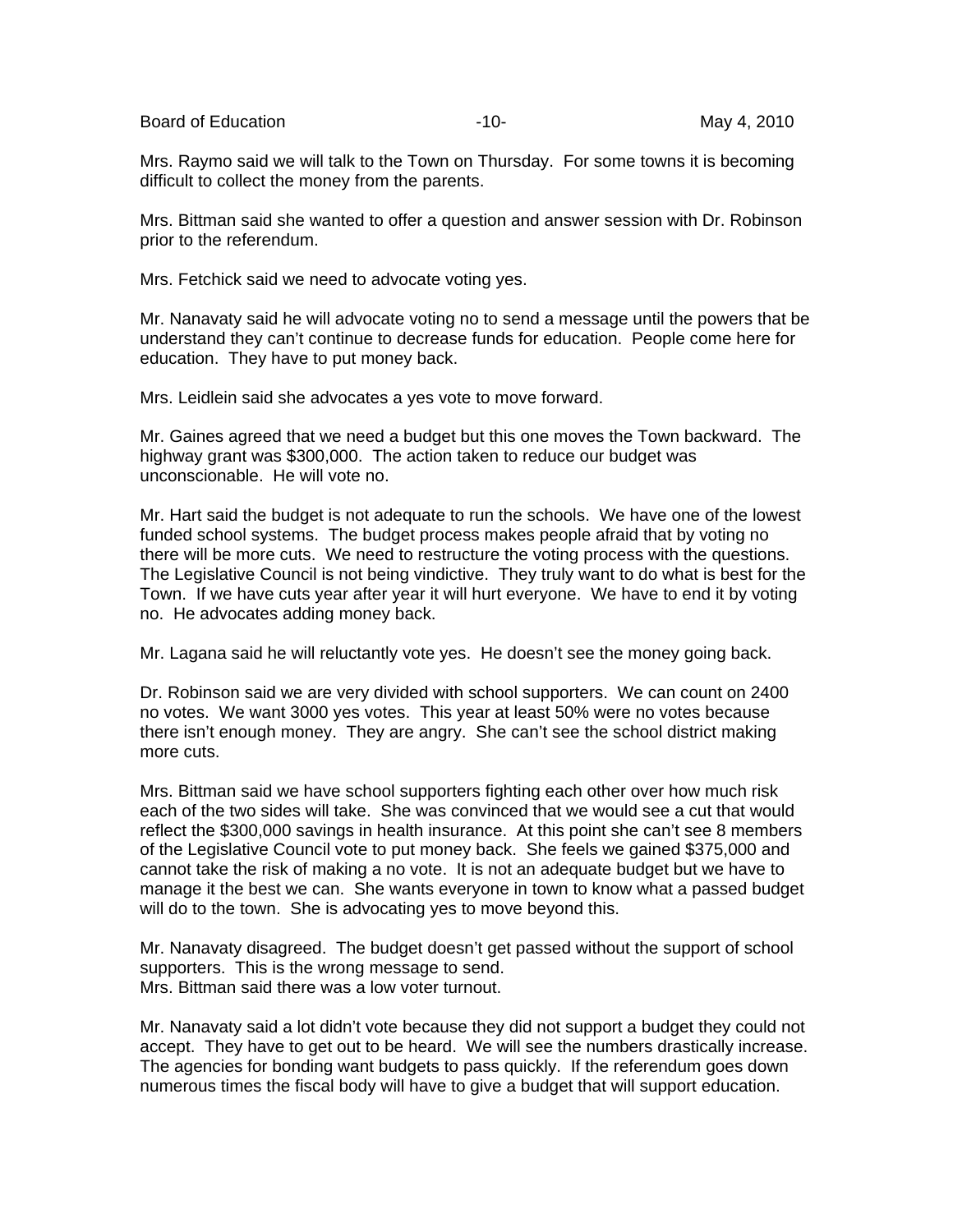Mrs. Raymo said we will talk to the Town on Thursday. For some towns it is becoming difficult to collect the money from the parents.

Mrs. Bittman said she wanted to offer a question and answer session with Dr. Robinson prior to the referendum.

Mrs. Fetchick said we need to advocate voting yes.

Mr. Nanavaty said he will advocate voting no to send a message until the powers that be understand they can't continue to decrease funds for education. People come here for education. They have to put money back.

Mrs. Leidlein said she advocates a yes vote to move forward.

Mr. Gaines agreed that we need a budget but this one moves the Town backward. The highway grant was $300,000. The action taken to reduce our budget was unconscionable. He will vote no.

Mr. Hart said the budget is not adequate to run the schools. We have one of the lowest funded school systems. The budget process makes people afraid that by voting no there will be more cuts. We need to restructure the voting process with the questions. The Legislative Council is not being vindictive. They truly want to do what is best for the Town. If we have cuts year after year it will hurt everyone. We have to end it by voting no. He advocates adding money back.

Mr. Lagana said he will reluctantly vote yes. He doesn't see the money going back.

Dr. Robinson said we are very divided with school supporters. We can count on 2400 no votes. We want 3000 yes votes. This year at least 50% were no votes because there isn't enough money. They are angry. She can't see the school district making more cuts.

Mrs. Bittman said we have school supporters fighting each other over how much risk each of the two sides will take. She was convinced that we would see a cut that would reflect the $300,000 savings in health insurance. At this point she can't see 8 members of the Legislative Council vote to put money back. She feels we gained $375,000 and cannot take the risk of making a no vote. It is not an adequate budget but we have to manage it the best we can. She wants everyone in town to know what a passed budget will do to the town. She is advocating yes to move beyond this.

Mr. Nanavaty disagreed. The budget doesn't get passed without the support of school supporters. This is the wrong message to send.
Mrs. Bittman said there was a low voter turnout.

Mr. Nanavaty said a lot didn't vote because they did not support a budget they could not accept. They have to get out to be heard. We will see the numbers drastically increase. The agencies for bonding want budgets to pass quickly. If the referendum goes down numerous times the fiscal body will have to give a budget that will support education.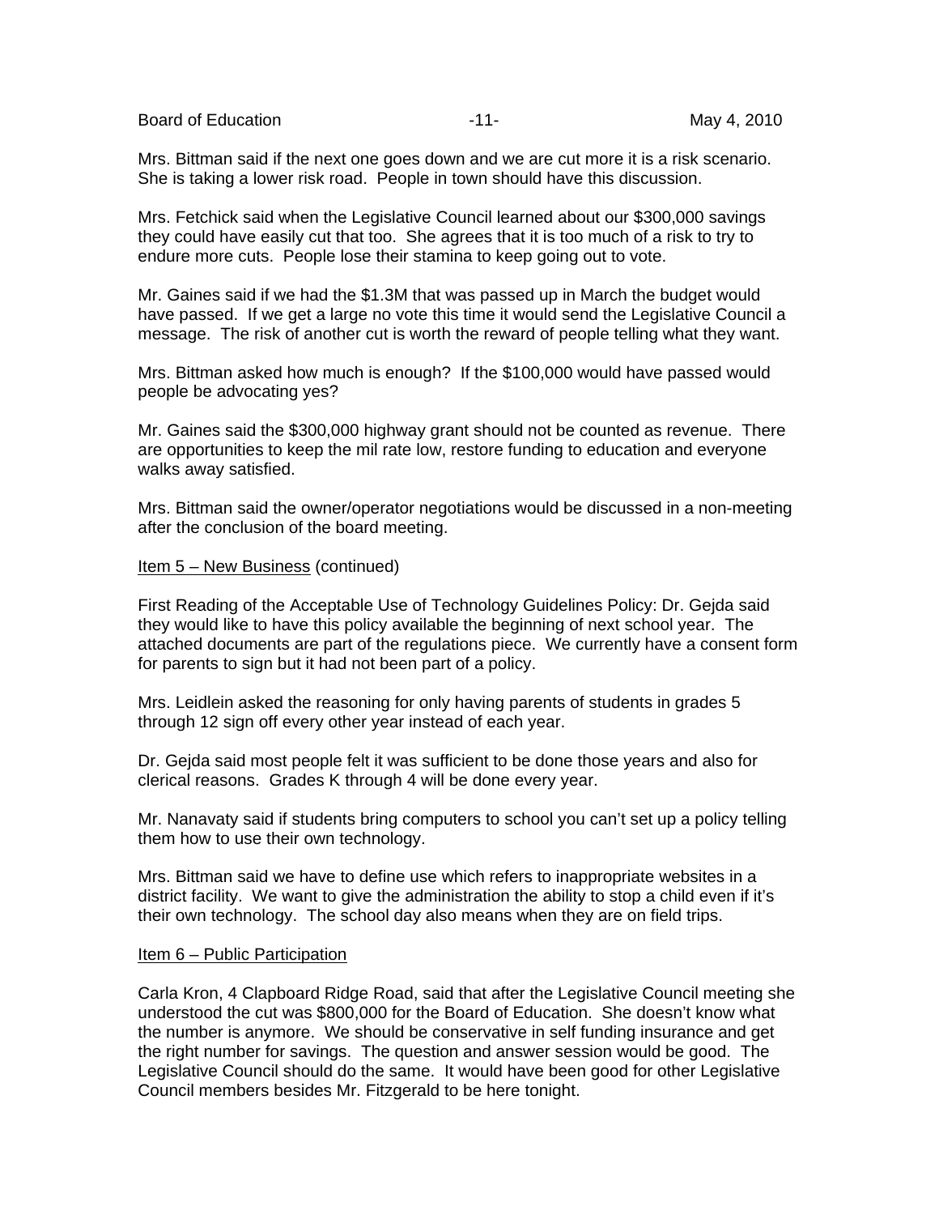Mrs. Bittman said if the next one goes down and we are cut more it is a risk scenario. She is taking a lower risk road. People in town should have this discussion.

Mrs. Fetchick said when the Legislative Council learned about our $300,000 savings they could have easily cut that too. She agrees that it is too much of a risk to try to endure more cuts. People lose their stamina to keep going out to vote.

Mr. Gaines said if we had the $1.3M that was passed up in March the budget would have passed. If we get a large no vote this time it would send the Legislative Council a message. The risk of another cut is worth the reward of people telling what they want.

Mrs. Bittman asked how much is enough? If the $100,000 would have passed would people be advocating yes?

Mr. Gaines said the $300,000 highway grant should not be counted as revenue. There are opportunities to keep the mil rate low, restore funding to education and everyone walks away satisfied.

Mrs. Bittman said the owner/operator negotiations would be discussed in a non-meeting after the conclusion of the board meeting.

<u>Item 5 – New Business</u> (continued)

First Reading of the Acceptable Use of Technology Guidelines Policy: Dr. Gejda said they would like to have this policy available the beginning of next school year. The attached documents are part of the regulations piece. We currently have a consent form for parents to sign but it had not been part of a policy.

Mrs. Leidlein asked the reasoning for only having parents of students in grades 5 through 12 sign off every other year instead of each year.

Dr. Gejda said most people felt it was sufficient to be done those years and also for clerical reasons. Grades K through 4 will be done every year.

Mr. Nanavaty said if students bring computers to school you can't set up a policy telling them how to use their own technology.

Mrs. Bittman said we have to define use which refers to inappropriate websites in a district facility. We want to give the administration the ability to stop a child even if it's their own technology. The school day also means when they are on field trips.

<u>Item 6 – Public Participation</u>

Carla Kron, 4 Clapboard Ridge Road, said that after the Legislative Council meeting she understood the cut was $800,000 for the Board of Education. She doesn't know what the number is anymore. We should be conservative in self funding insurance and get the right number for savings. The question and answer session would be good. The Legislative Council should do the same. It would have been good for other Legislative Council members besides Mr. Fitzgerald to be here tonight.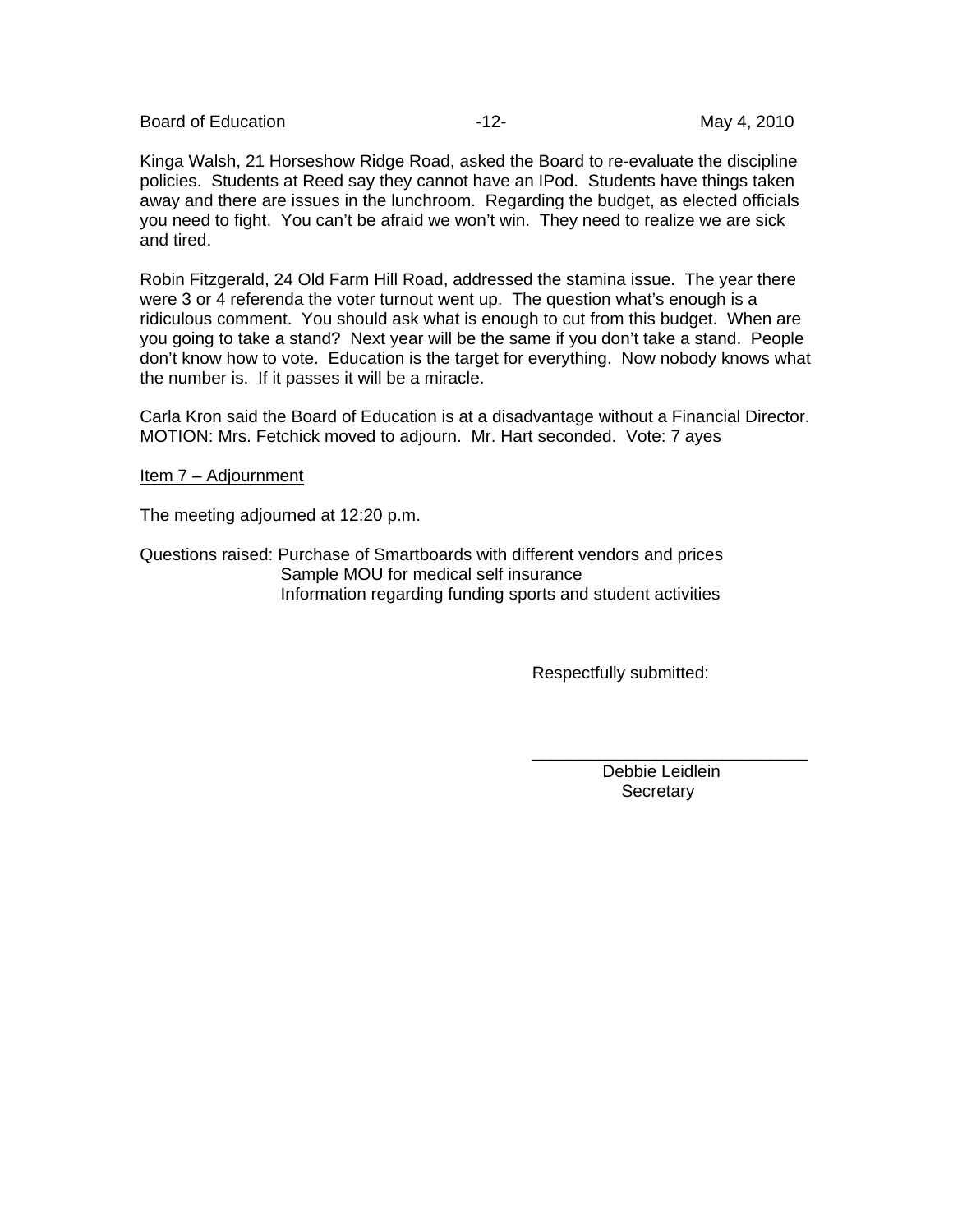Kinga Walsh, 21 Horseshow Ridge Road, asked the Board to re-evaluate the discipline policies. Students at Reed say they cannot have an IPod. Students have things taken away and there are issues in the lunchroom. Regarding the budget, as elected officials you need to fight. You can't be afraid we won't win. They need to realize we are sick and tired.

Robin Fitzgerald, 24 Old Farm Hill Road, addressed the stamina issue. The year there were 3 or 4 referenda the voter turnout went up. The question what's enough is a ridiculous comment. You should ask what is enough to cut from this budget. When are you going to take a stand? Next year will be the same if you don't take a stand. People don't know how to vote. Education is the target for everything. Now nobody knows what the number is. If it passes it will be a miracle.

Carla Kron said the Board of Education is at a disadvantage without a Financial Director.
MOTION: Mrs. Fetchick moved to adjourn. Mr. Hart seconded. Vote: 7 ayes

Item 7 – Adjournment

The meeting adjourned at 12:20 p.m.

Questions raised: Purchase of Smartboards with different vendors and prices
Sample MOU for medical self insurance
Information regarding funding sports and student activities

Respectfully submitted:

\_\_\_\_\_\_\_\_\_\_\_\_\_\_\_\_\_\_\_\_\_\_\_\_\_\_\_\_\_\_

Debbie Leidlein
Secretary